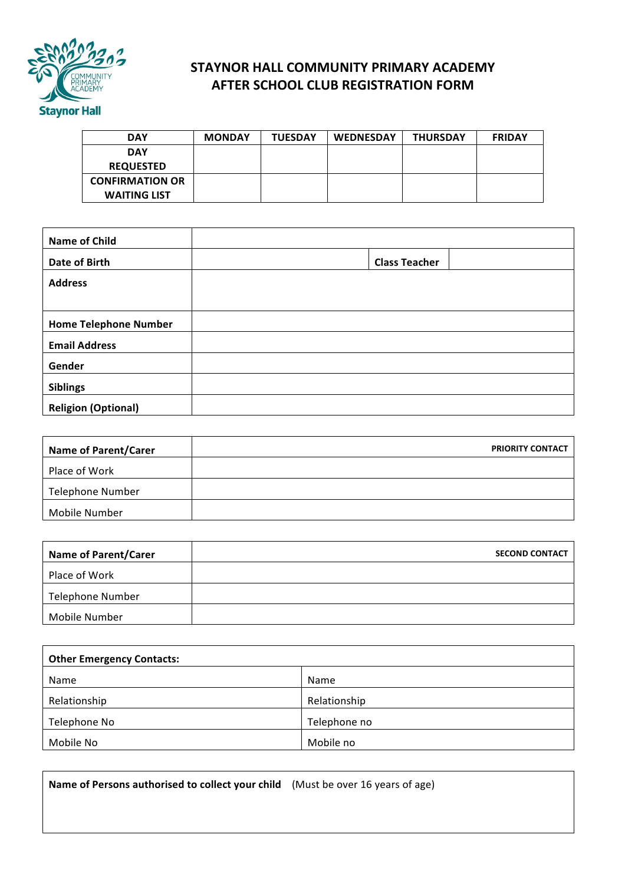# STAYNOR HALL COMMUNITY PRIMARY ACADEMY
## AFTER SCHOOL CLUB REGISTRATION FORM

| DAY | MONDAY | TUESDAY | WEDNESDAY | THURSDAY | FRIDAY |
|---|---|---|---|---|---|
| DAY REQUESTED | | | | | |
| CONFIRMATION OR WAITING LIST | | | | | |

| | | | |
|---|---|---|---|
| **Name of Child** | | | |
| **Date of Birth** | | **Class Teacher** | |
| **Address** | | | |
| **Home Telephone Number** | | | |
| **Email Address** | | | |
| **Gender** | | | |
| **Siblings** | | | |
| **Religion (Optional)** | | | |

| **Name of Parent/Carer** | **PRIORITY CONTACT** |
|---|---|
| Place of Work | |
| Telephone Number | |
| Mobile Number | |

| **Name of Parent/Carer** | **SECOND CONTACT** |
|---|---|
| Place of Work | |
| Telephone Number | |
| Mobile Number | |

| **Other Emergency Contacts:** | |
|---|---|
| Name | Name |
| Relationship | Relationship |
| Telephone No | Telephone no |
| Mobile No | Mobile no |

**Name of Persons authorised to collect your child** (Must be over 16 years of age)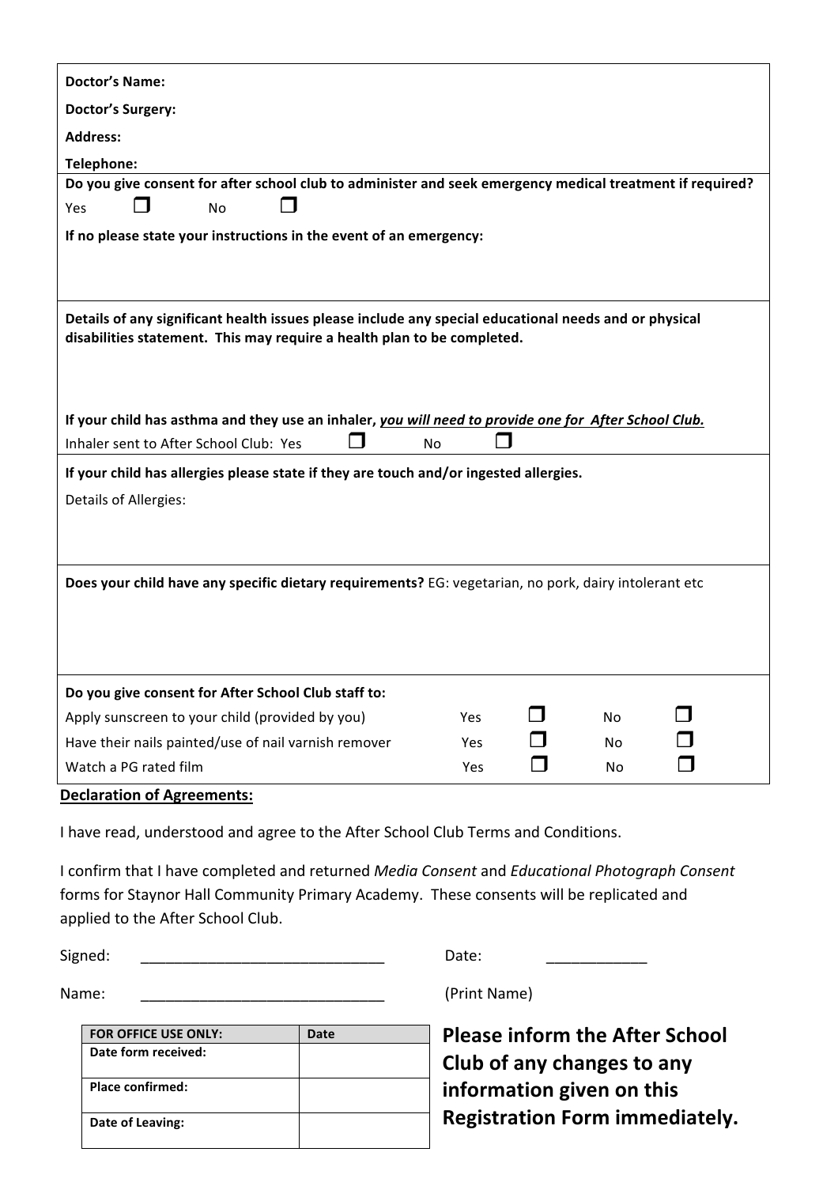**Doctor's Name:**

**Doctor's Surgery:**

**Address:**

**Telephone:**

**Do you give consent for after school club to administer and seek emergency medical treatment if required?**

Yes ☐ No ☐

**If no please state your instructions in the event of an emergency:**

**Details of any significant health issues please include any special educational needs and or physical disabilities statement. This may require a health plan to be completed.**

**If your child has asthma and they use an inhaler, *<u>you will need to provide one for After School Club.</u>***

Inhaler sent to After School Club: Yes ☐ No ☐

**If your child has allergies please state if they are touch and/or ingested allergies.**

Details of Allergies:

**Does your child have any specific dietary requirements?** EG: vegetarian, no pork, dairy intolerant etc

**Do you give consent for After School Club staff to:**

| | | | | |
|---|---|---|---|---|
| Apply sunscreen to your child (provided by you) | Yes | ☐ | No | ☐ |
| Have their nails painted/use of nail varnish remover | Yes | ☐ | No | ☐ |
| Watch a PG rated film | Yes | ☐ | No | ☐ |

**<u>Declaration of Agreements:</u>**

I have read, understood and agree to the After School Club Terms and Conditions.

I confirm that I have completed and returned *Media Consent* and *Educational Photograph Consent* forms for Staynor Hall Community Primary Academy. These consents will be replicated and applied to the After School Club.

Signed: _____________________________ Date: ____________

Name: _____________________________ (Print Name)

| FOR OFFICE USE ONLY: | Date |
|---|---|
| Date form received: | |
| Place confirmed: | |
| Date of Leaving: | |

**Please inform the After School Club of any changes to any information given on this Registration Form immediately.**